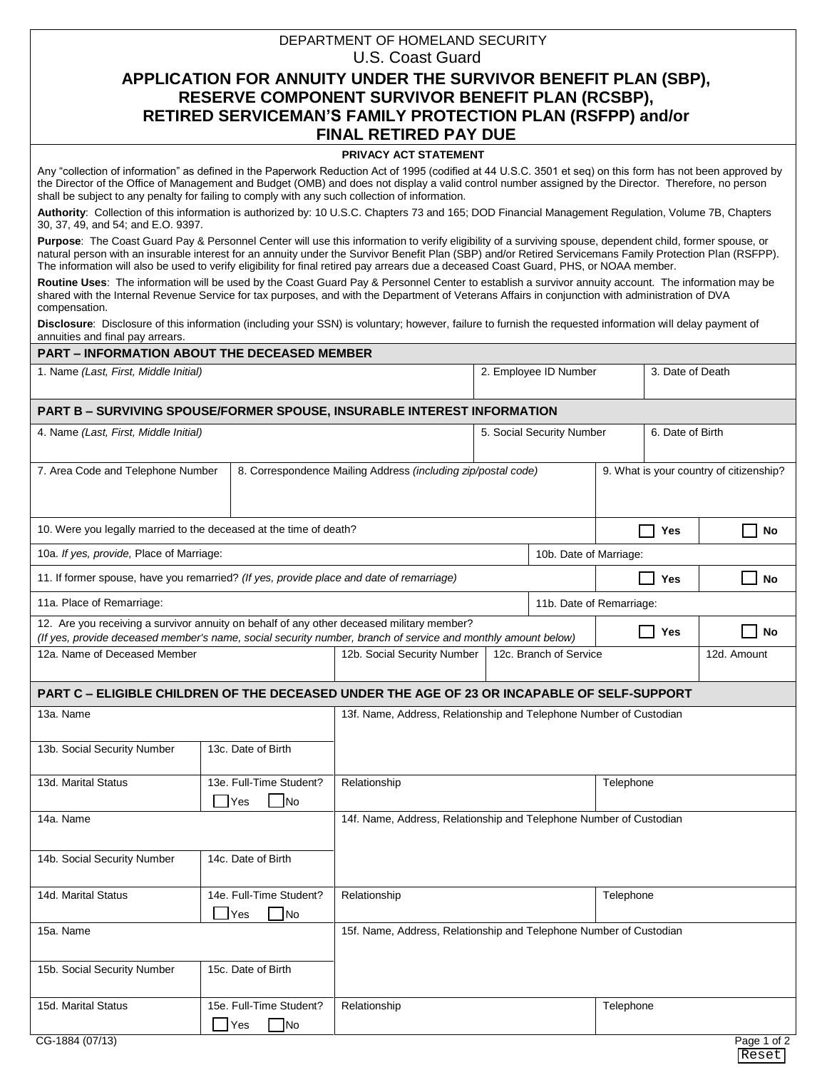DEPARTMENT OF HOMELAND SECURITY
U.S. Coast Guard

# APPLICATION FOR ANNUITY UNDER THE SURVIVOR BENEFIT PLAN (SBP), RESERVE COMPONENT SURVIVOR BENEFIT PLAN (RCSBP), RETIRED SERVICEMAN'S FAMILY PROTECTION PLAN (RSFPP) and/or FINAL RETIRED PAY DUE

**PRIVACY ACT STATEMENT**

Any "collection of information" as defined in the Paperwork Reduction Act of 1995 (codified at 44 U.S.C. 3501 et seq) on this form has not been approved by the Director of the Office of Management and Budget (OMB) and does not display a valid control number assigned by the Director. Therefore, no person shall be subject to any penalty for failing to comply with any such collection of information.

**Authority**: Collection of this information is authorized by: 10 U.S.C. Chapters 73 and 165; DOD Financial Management Regulation, Volume 7B, Chapters 30, 37, 49, and 54; and E.O. 9397.

**Purpose**: The Coast Guard Pay & Personnel Center will use this information to verify eligibility of a surviving spouse, dependent child, former spouse, or natural person with an insurable interest for an annuity under the Survivor Benefit Plan (SBP) and/or Retired Servicemans Family Protection Plan (RSFPP). The information will also be used to verify eligibility for final retired pay arrears due a deceased Coast Guard, PHS, or NOAA member.

**Routine Uses**: The information will be used by the Coast Guard Pay & Personnel Center to establish a survivor annuity account. The information may be shared with the Internal Revenue Service for tax purposes, and with the Department of Veterans Affairs in conjunction with administration of DVA compensation.

**Disclosure**: Disclosure of this information (including your SSN) is voluntary; however, failure to furnish the requested information will delay payment of annuities and final pay arrears.

## PART – INFORMATION ABOUT THE DECEASED MEMBER

| 1. Name *(Last, First, Middle Initial)* | 2. Employee ID Number | 3. Date of Death |
|---|---|---|
| | | |

## PART B – SURVIVING SPOUSE/FORMER SPOUSE, INSURABLE INTEREST INFORMATION

| 4. Name *(Last, First, Middle Initial)* | 5. Social Security Number | 6. Date of Birth |
|---|---|---|
| | | |

| 7. Area Code and Telephone Number | 8. Correspondence Mailing Address *(including zip/postal code)* | 9. What is your country of citizenship? |
|---|---|---|
| | | |

| Question | | |
|---|---|---|
| 10. Were you legally married to the deceased at the time of death? | ☐ Yes | ☐ No |
| 10a. *If yes, provide,* Place of Marriage: | 10b. Date of Marriage: | |
| 11. If former spouse, have you remarried? *(If yes, provide place and date of remarriage)* | ☐ Yes | ☐ No |
| 11a. Place of Remarriage: | 11b. Date of Remarriage: | |
| 12. Are you receiving a survivor annuity on behalf of any other deceased military member? *(If yes, provide deceased member's name, social security number, branch of service and monthly amount below)* | ☐ Yes | ☐ No |

| 12a. Name of Deceased Member | 12b. Social Security Number | 12c. Branch of Service | 12d. Amount |
|---|---|---|---|
| | | | |

## PART C – ELIGIBLE CHILDREN OF THE DECEASED UNDER THE AGE OF 23 OR INCAPABLE OF SELF-SUPPORT

| | | | |
|---|---|---|---|
| 13a. Name | | 13f. Name, Address, Relationship and Telephone Number of Custodian | |
| 13b. Social Security Number | 13c. Date of Birth | | |
| 13d. Marital Status | 13e. Full-Time Student? ☐ Yes ☐ No | Relationship | Telephone |
| 14a. Name | | 14f. Name, Address, Relationship and Telephone Number of Custodian | |
| 14b. Social Security Number | 14c. Date of Birth | | |
| 14d. Marital Status | 14e. Full-Time Student? ☐ Yes ☐ No | Relationship | Telephone |
| 15a. Name | | 15f. Name, Address, Relationship and Telephone Number of Custodian | |
| 15b. Social Security Number | 15c. Date of Birth | | |
| 15d. Marital Status | 15e. Full-Time Student? ☐ Yes ☐ No | Relationship | Telephone |

CG-1884 (07/13)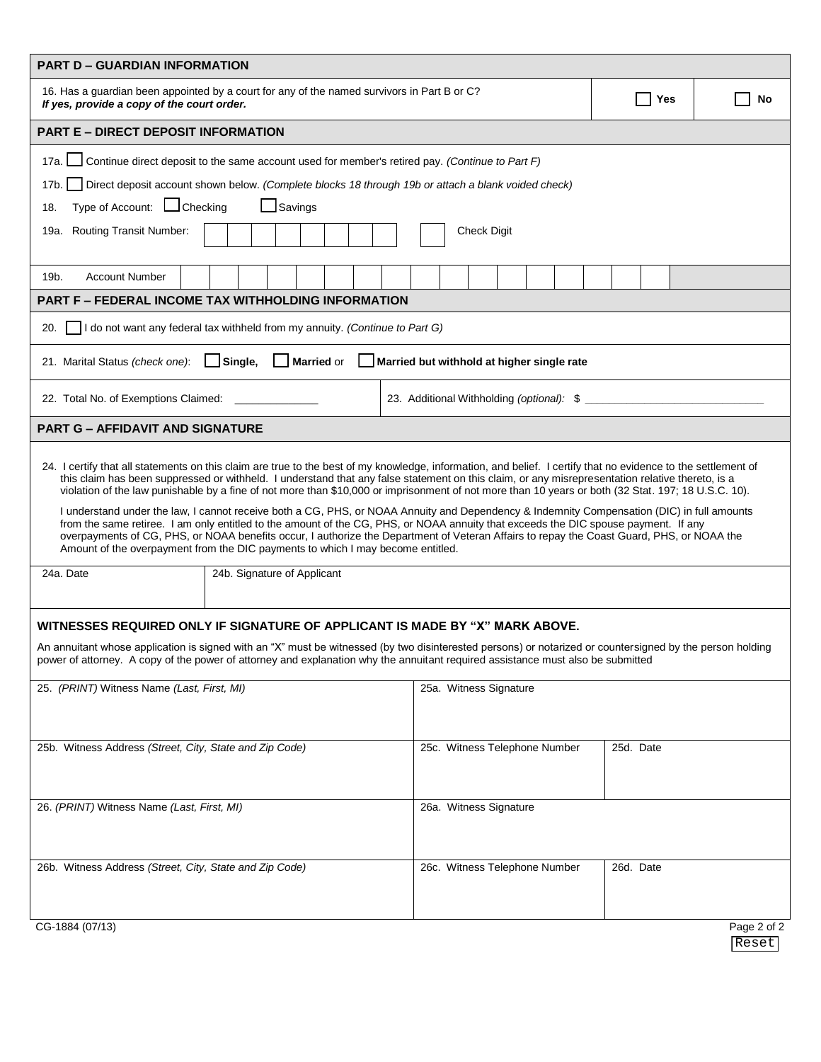## PART D – GUARDIAN INFORMATION

16. Has a guardian been appointed by a court for any of the named survivors in Part B or C?
*If yes, provide a copy of the court order.*

☐ Yes ☐ No

## PART E – DIRECT DEPOSIT INFORMATION

17a. ☐ Continue direct deposit to the same account used for member's retired pay. *(Continue to Part F)*

17b. ☐ Direct deposit account shown below. *(Complete blocks 18 through 19b or attach a blank voided check)*

18. Type of Account: ☐ Checking ☐ Savings

19a. Routing Transit Number: ____________ Check Digit ____

19b. Account Number ____________

## PART F – FEDERAL INCOME TAX WITHHOLDING INFORMATION

20. ☐ I do not want any federal tax withheld from my annuity. *(Continue to Part G)*

21. Marital Status *(check one)*: ☐ **Single,** ☐ **Married** or ☐ **Married but withhold at higher single rate**

22. Total No. of Exemptions Claimed: ____________

23. Additional Withholding *(optional)*: $ ____________________________

## PART G – AFFIDAVIT AND SIGNATURE

24. I certify that all statements on this claim are true to the best of my knowledge, information, and belief. I certify that no evidence to the settlement of this claim has been suppressed or withheld. I understand that any false statement on this claim, or any misrepresentation relative thereto, is a violation of the law punishable by a fine of not more than $10,000 or imprisonment of not more than 10 years or both (32 Stat. 197; 18 U.S.C. 10).

I understand under the law, I cannot receive both a CG, PHS, or NOAA Annuity and Dependency & Indemnity Compensation (DIC) in full amounts from the same retiree. I am only entitled to the amount of the CG, PHS, or NOAA annuity that exceeds the DIC spouse payment. If any overpayments of CG, PHS, or NOAA benefits occur, I authorize the Department of Veteran Affairs to repay the Coast Guard, PHS, or NOAA the Amount of the overpayment from the DIC payments to which I may become entitled.

| 24a. Date | 24b. Signature of Applicant |
| --- | --- |
| | |

### WITNESSES REQUIRED ONLY IF SIGNATURE OF APPLICANT IS MADE BY "X" MARK ABOVE.

An annuitant whose application is signed with an "X" must be witnessed (by two disinterested persons) or notarized or countersigned by the person holding power of attorney. A copy of the power of attorney and explanation why the annuitant required assistance must also be submitted

| | | |
| --- | --- | --- |
| 25. *(PRINT)* Witness Name *(Last, First, MI)* | 25a. Witness Signature | |
| 25b. Witness Address *(Street, City, State and Zip Code)* | 25c. Witness Telephone Number | 25d. Date |
| 26. *(PRINT)* Witness Name *(Last, First, MI)* | 26a. Witness Signature | |
| 26b. Witness Address *(Street, City, State and Zip Code)* | 26c. Witness Telephone Number | 26d. Date |

CG-1884 (07/13)

Reset